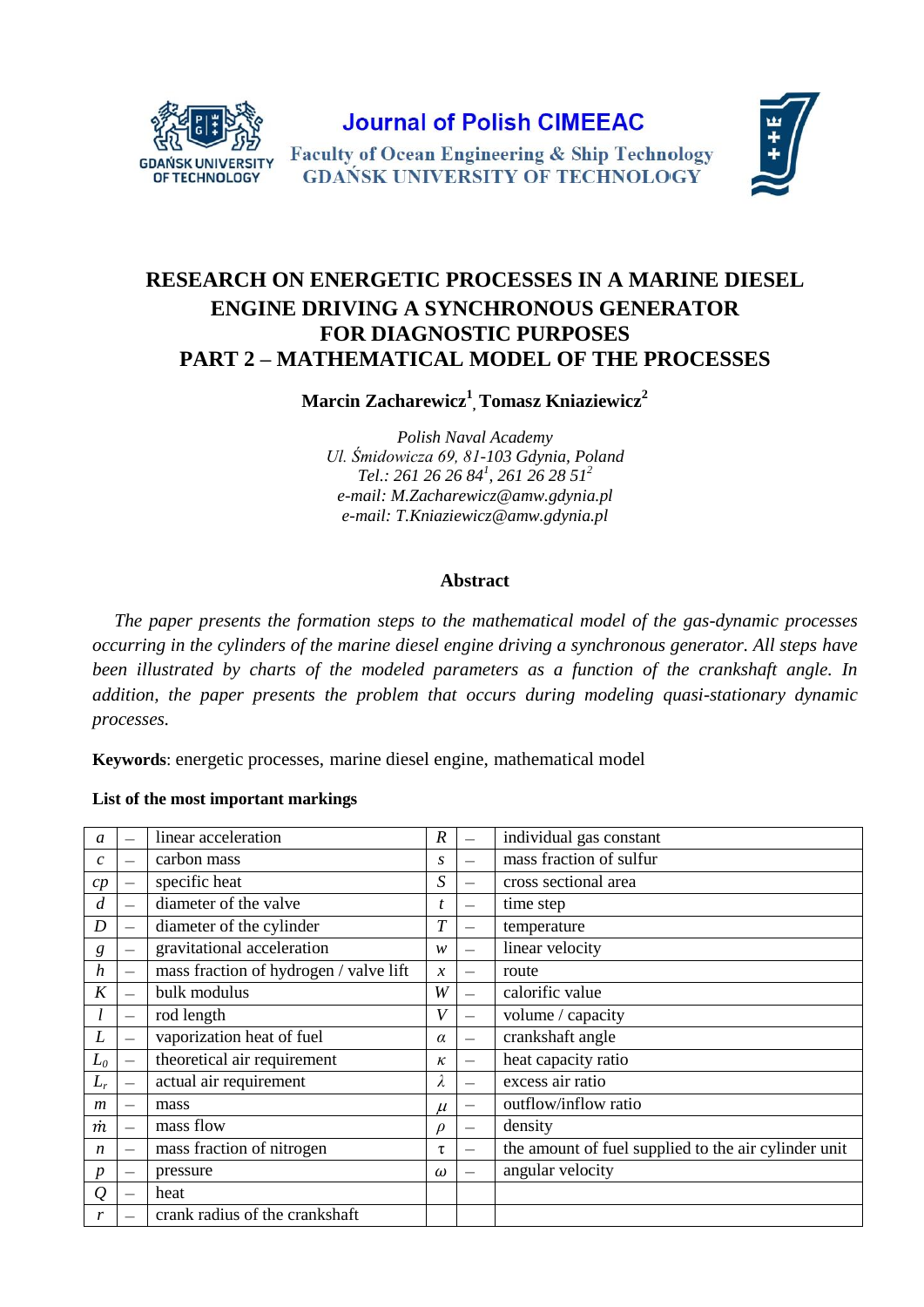Journal of Polish CIMEEAC

Faculty of Ocean Engineering & Ship Technology
GDAŃSK UNIVERSITY OF TECHNOLOGY

# RESEARCH ON ENERGETIC PROCESSES IN A MARINE DIESEL ENGINE DRIVING A SYNCHRONOUS GENERATOR FOR DIAGNOSTIC PURPOSES PART 2 – MATHEMATICAL MODEL OF THE PROCESSES

**Marcin Zacharewicz[1], Tomasz Kniaziewicz[2]**

*Polish Naval Academy*
*Ul. Śmidowicza 69, 81-103 Gdynia, Poland*
*Tel.: 261 26 26 84[1], 261 26 28 51[2]*
*e-mail: M.Zacharewicz@amw.gdynia.pl*
*e-mail: T.Kniaziewicz@amw.gdynia.pl*

## Abstract

*The paper presents the formation steps to the mathematical model of the gas-dynamic processes occurring in the cylinders of the marine diesel engine driving a synchronous generator. All steps have been illustrated by charts of the modeled parameters as a function of the crankshaft angle. In addition, the paper presents the problem that occurs during modeling quasi-stationary dynamic processes.*

**Keywords**: energetic processes, marine diesel engine, mathematical model

**List of the most important markings**

| | | | | | |
|---|---|---|---|---|---|
| $a$ | – | linear acceleration | $R$ | – | individual gas constant |
| $c$ | – | carbon mass | $s$ | – | mass fraction of sulfur |
| $cp$ | – | specific heat | $S$ | – | cross sectional area |
| $d$ | – | diameter of the valve | $t$ | – | time step |
| $D$ | – | diameter of the cylinder | $T$ | – | temperature |
| $g$ | – | gravitational acceleration | $w$ | – | linear velocity |
| $h$ | – | mass fraction of hydrogen / valve lift | $x$ | – | route |
| $K$ | – | bulk modulus | $W$ | – | calorific value |
| $l$ | – | rod length | $V$ | – | volume / capacity |
| $L$ | – | vaporization heat of fuel | $\alpha$ | – | crankshaft angle |
| $L_0$ | – | theoretical air requirement | $\kappa$ | – | heat capacity ratio |
| $L_r$ | – | actual air requirement | $\lambda$ | – | excess air ratio |
| $m$ | – | mass | $\mu$ | – | outflow/inflow ratio |
| $\dot{m}$ | – | mass flow | $\rho$ | – | density |
| $n$ | – | mass fraction of nitrogen | $\tau$ | – | the amount of fuel supplied to the air cylinder unit |
| $p$ | – | pressure | $\omega$ | – | angular velocity |
| $Q$ | – | heat | | | |
| $r$ | – | crank radius of the crankshaft | | | |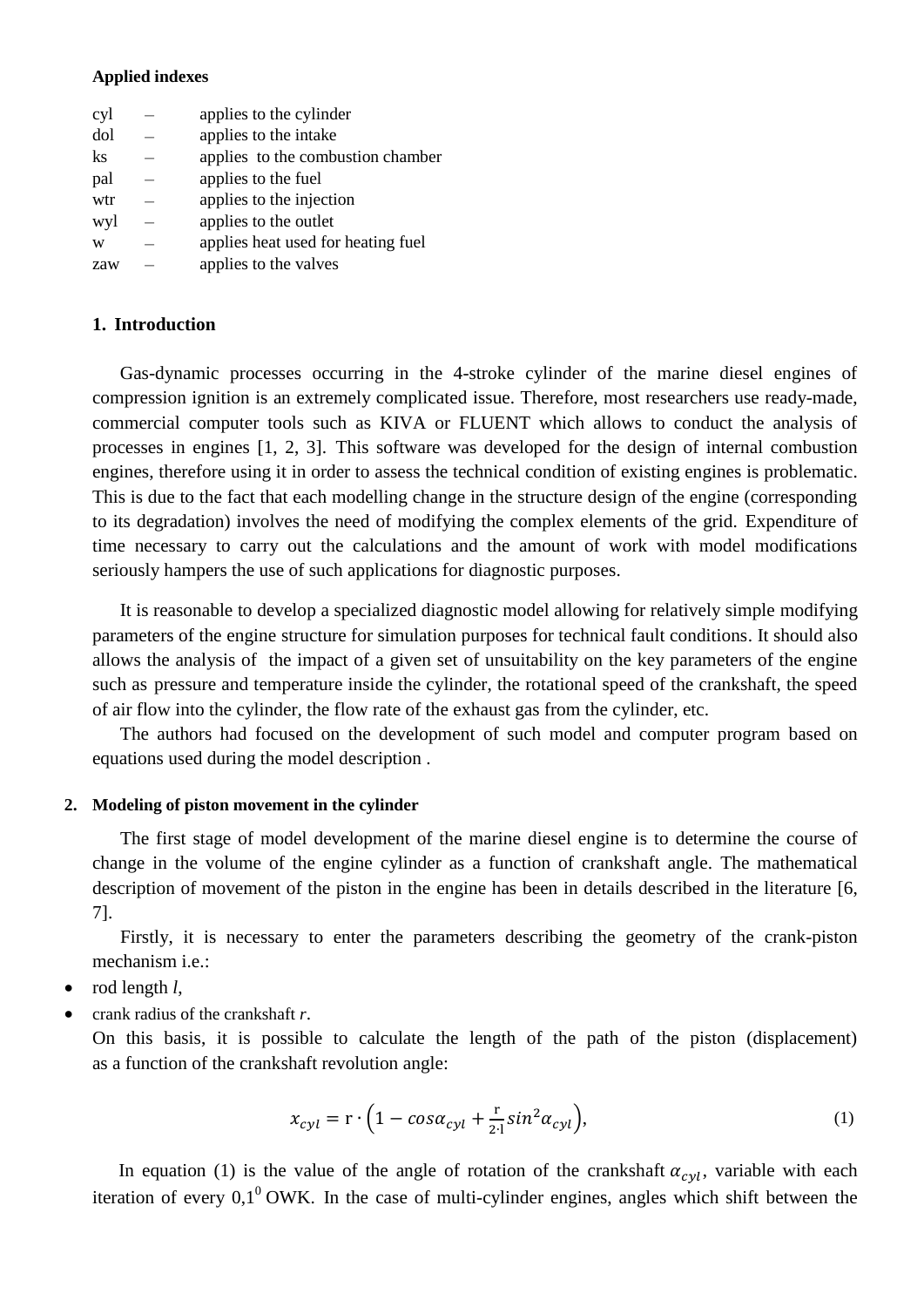#### Applied indexes

| | | |
|---|---|---|
| cyl | – | applies to the cylinder |
| dol | – | applies to the intake |
| ks | – | applies to the combustion chamber |
| pal | – | applies to the fuel |
| wtr | – | applies to the injection |
| wyl | – | applies to the outlet |
| w | – | applies heat used for heating fuel |
| zaw | – | applies to the valves |

## 1. Introduction

Gas-dynamic processes occurring in the 4-stroke cylinder of the marine diesel engines of compression ignition is an extremely complicated issue. Therefore, most researchers use ready-made, commercial computer tools such as KIVA or FLUENT which allows to conduct the analysis of processes in engines [1, 2, 3]. This software was developed for the design of internal combustion engines, therefore using it in order to assess the technical condition of existing engines is problematic. This is due to the fact that each modelling change in the structure design of the engine (corresponding to its degradation) involves the need of modifying the complex elements of the grid. Expenditure of time necessary to carry out the calculations and the amount of work with model modifications seriously hampers the use of such applications for diagnostic purposes.

It is reasonable to develop a specialized diagnostic model allowing for relatively simple modifying parameters of the engine structure for simulation purposes for technical fault conditions. It should also allows the analysis of the impact of a given set of unsuitability on the key parameters of the engine such as pressure and temperature inside the cylinder, the rotational speed of the crankshaft, the speed of air flow into the cylinder, the flow rate of the exhaust gas from the cylinder, etc.

The authors had focused on the development of such model and computer program based on equations used during the model description .

## 2. Modeling of piston movement in the cylinder

The first stage of model development of the marine diesel engine is to determine the course of change in the volume of the engine cylinder as a function of crankshaft angle. The mathematical description of movement of the piston in the engine has been in details described in the literature [6, 7].

Firstly, it is necessary to enter the parameters describing the geometry of the crank-piston mechanism i.e.:

- rod length *l*,
- crank radius of the crankshaft *r*.

On this basis, it is possible to calculate the length of the path of the piston (displacement) as a function of the crankshaft revolution angle:

$$x_{cyl} = \mathrm{r} \cdot \left(1 - cos\alpha_{cyl} + \frac{\mathrm{r}}{2 \cdot \mathrm{l}} sin^2\alpha_{cyl}\right), \tag{1}$$

In equation (1) is the value of the angle of rotation of the crankshaft $\alpha_{cyl}$, variable with each iteration of every $0{,}1^0$ OWK. In the case of multi-cylinder engines, angles which shift between the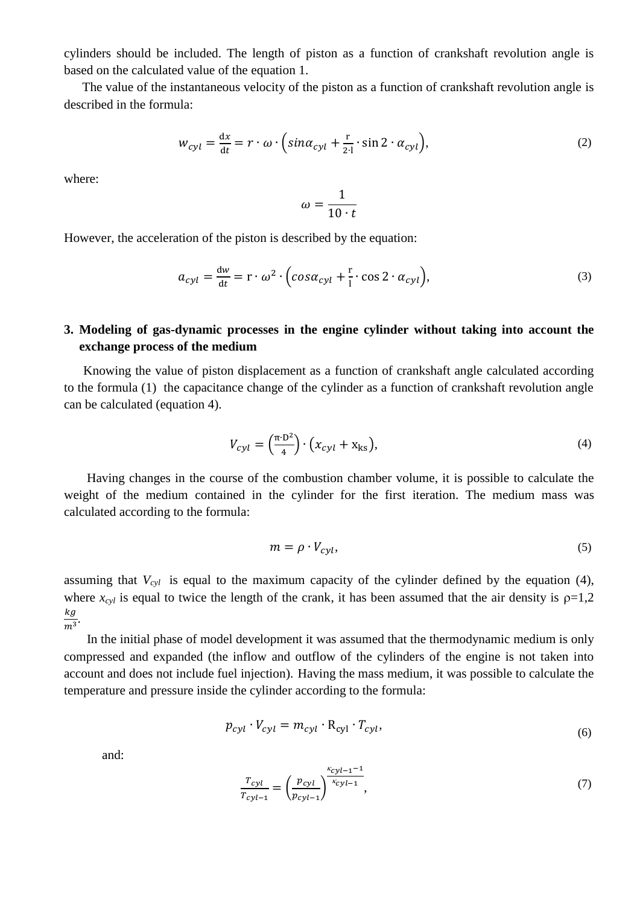cylinders should be included. The length of piston as a function of crankshaft revolution angle is based on the calculated value of the equation 1.

The value of the instantaneous velocity of the piston as a function of crankshaft revolution angle is described in the formula:

$$w_{cyl} = \frac{\mathrm{d}x}{\mathrm{d}t} = r \cdot \omega \cdot \left( sin\alpha_{cyl} + \frac{\mathrm{r}}{2 \cdot \mathrm{l}} \cdot \sin 2 \cdot \alpha_{cyl} \right), \tag{2}$$

where:

$$\omega = \frac{1}{10 \cdot t}$$

However, the acceleration of the piston is described by the equation:

$$a_{cyl} = \frac{\mathrm{d}w}{\mathrm{d}t} = \mathrm{r} \cdot \omega^2 \cdot \left( cos\alpha_{cyl} + \frac{\mathrm{r}}{\mathrm{l}} \cdot \cos 2 \cdot \alpha_{cyl} \right), \tag{3}$$

## 3. Modeling of gas-dynamic processes in the engine cylinder without taking into account the exchange process of the medium

Knowing the value of piston displacement as a function of crankshaft angle calculated according to the formula (1) the capacitance change of the cylinder as a function of crankshaft revolution angle can be calculated (equation 4).

$$V_{cyl} = \left( \frac{\pi \cdot \mathrm{D}^2}{4} \right) \cdot \left( x_{cyl} + \mathrm{x_{ks}} \right), \tag{4}$$

Having changes in the course of the combustion chamber volume, it is possible to calculate the weight of the medium contained in the cylinder for the first iteration. The medium mass was calculated according to the formula:

$$m = \rho \cdot V_{cyl}, \tag{5}$$

assuming that $V_{cyl}$ is equal to the maximum capacity of the cylinder defined by the equation (4), where $x_{cyl}$ is equal to twice the length of the crank, it has been assumed that the air density is $\rho$=1,2 $\frac{kg}{m^3}$.

In the initial phase of model development it was assumed that the thermodynamic medium is only compressed and expanded (the inflow and outflow of the cylinders of the engine is not taken into account and does not include fuel injection). Having the mass medium, it was possible to calculate the temperature and pressure inside the cylinder according to the formula:

$$p_{cyl} \cdot V_{cyl} = m_{cyl} \cdot \mathrm{R_{cyl}} \cdot T_{cyl}, \tag{6}$$

and:

$$\frac{T_{cyl}}{T_{cyl-1}} = \left( \frac{p_{cyl}}{p_{cyl-1}} \right)^{\frac{\kappa_{cyl-1}-1}{\kappa_{cyl-1}}}, \tag{7}$$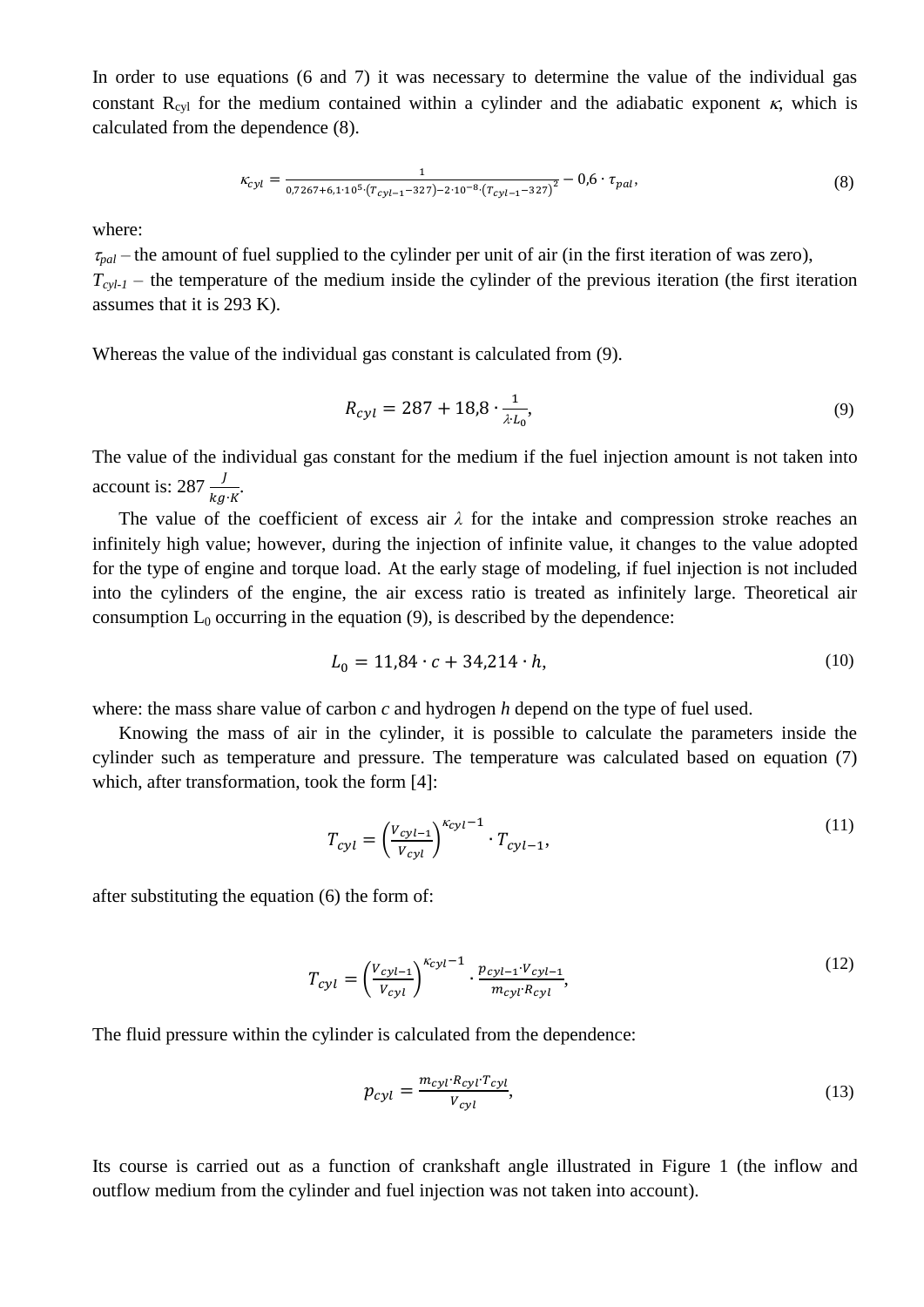In order to use equations (6 and 7) it was necessary to determine the value of the individual gas constant $R_{cyl}$ for the medium contained within a cylinder and the adiabatic exponent $\kappa$, which is calculated from the dependence (8).

$$\kappa_{cyl} = \frac{1}{0{,}7267 + 6{,}1 \cdot 10^{5} \cdot (T_{cyl-1} - 327) - 2 \cdot 10^{-8} \cdot (T_{cyl-1} - 327)^2} - 0{,}6 \cdot \tau_{pal}, \tag{8}$$

where:

$\tau_{pal}$ – the amount of fuel supplied to the cylinder per unit of air (in the first iteration of was zero),

$T_{cyl-1}$ – the temperature of the medium inside the cylinder of the previous iteration (the first iteration assumes that it is 293 K).

Whereas the value of the individual gas constant is calculated from (9).

$$R_{cyl} = 287 + 18{,}8 \cdot \frac{1}{\lambda \cdot L_0}, \tag{9}$$

The value of the individual gas constant for the medium if the fuel injection amount is not taken into account is: 287 $\frac{J}{kg \cdot K}$.

The value of the coefficient of excess air $\lambda$ for the intake and compression stroke reaches an infinitely high value; however, during the injection of infinite value, it changes to the value adopted for the type of engine and torque load. At the early stage of modeling, if fuel injection is not included into the cylinders of the engine, the air excess ratio is treated as infinitely large. Theoretical air consumption $L_0$ occurring in the equation (9), is described by the dependence:

$$L_0 = 11{,}84 \cdot c + 34{,}214 \cdot h, \tag{10}$$

where: the mass share value of carbon $c$ and hydrogen $h$ depend on the type of fuel used.

Knowing the mass of air in the cylinder, it is possible to calculate the parameters inside the cylinder such as temperature and pressure. The temperature was calculated based on equation (7) which, after transformation, took the form [4]:

$$T_{cyl} = \left(\frac{V_{cyl-1}}{V_{cyl}}\right)^{\kappa_{cyl}-1} \cdot T_{cyl-1}, \tag{11}$$

after substituting the equation (6) the form of:

$$T_{cyl} = \left(\frac{V_{cyl-1}}{V_{cyl}}\right)^{\kappa_{cyl}-1} \cdot \frac{p_{cyl-1} \cdot V_{cyl-1}}{m_{cyl} \cdot R_{cyl}}, \tag{12}$$

The fluid pressure within the cylinder is calculated from the dependence:

$$p_{cyl} = \frac{m_{cyl} \cdot R_{cyl} \cdot T_{cyl}}{V_{cyl}}, \tag{13}$$

Its course is carried out as a function of crankshaft angle illustrated in Figure 1 (the inflow and outflow medium from the cylinder and fuel injection was not taken into account).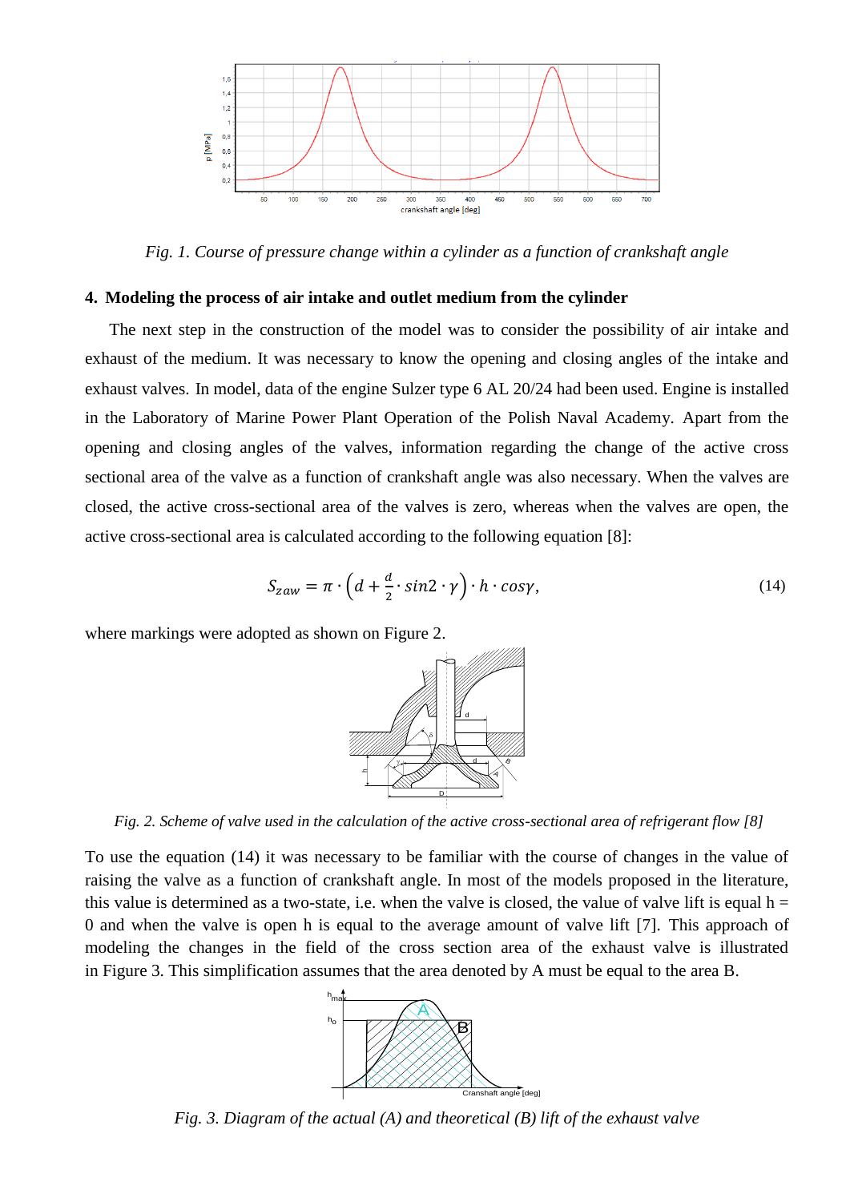p [MPa]

1,6
1,4
1,2
1
0,8
0,6
0,4
0,2

50 100 150 200 250 300 350 400 450 500 550 600 650 700

crankshaft angle [deg]

*Fig. 1. Course of pressure change within a cylinder as a function of crankshaft angle*

## 4. Modeling the process of air intake and outlet medium from the cylinder

The next step in the construction of the model was to consider the possibility of air intake and exhaust of the medium. It was necessary to know the opening and closing angles of the intake and exhaust valves. In model, data of the engine Sulzer type 6 AL 20/24 had been used. Engine is installed in the Laboratory of Marine Power Plant Operation of the Polish Naval Academy. Apart from the opening and closing angles of the valves, information regarding the change of the active cross sectional area of the valve as a function of crankshaft angle was also necessary. When the valves are closed, the active cross-sectional area of the valves is zero, whereas when the valves are open, the active cross-sectional area is calculated according to the following equation [8]:

$$S_{zaw} = \pi \cdot \left(d + \frac{d}{2} \cdot sin2 \cdot \gamma\right) \cdot h \cdot cos\gamma, \tag{14}$$

where markings were adopted as shown on Figure 2.

d
δ
γ
d
B
A
h
D

*Fig. 2. Scheme of valve used in the calculation of the active cross-sectional area of refrigerant flow [8]*

To use the equation (14) it was necessary to be familiar with the course of changes in the value of raising the valve as a function of crankshaft angle. In most of the models proposed in the literature, this value is determined as a two-state, i.e. when the valve is closed, the value of valve lift is equal h = 0 and when the valve is open h is equal to the average amount of valve lift [7]. This approach of modeling the changes in the field of the cross section area of the exhaust valve is illustrated in Figure 3. This simplification assumes that the area denoted by A must be equal to the area B.

$h_{max}$
$h_o$
A
B
Cranshaft angle [deg]

*Fig. 3. Diagram of the actual (A) and theoretical (B) lift of the exhaust valve*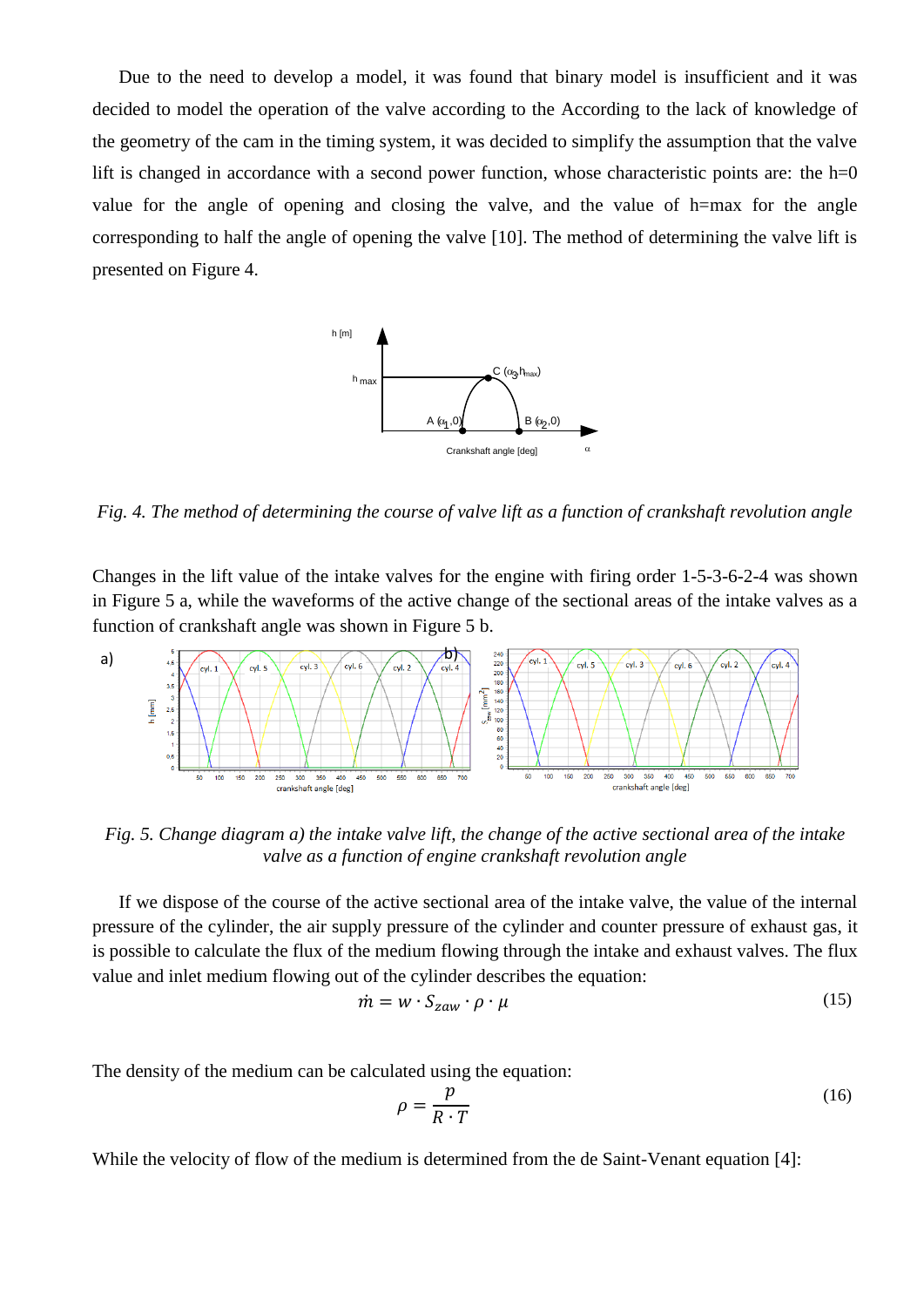Due to the need to develop a model, it was found that binary model is insufficient and it was decided to model the operation of the valve according to the According to the lack of knowledge of the geometry of the cam in the timing system, it was decided to simplify the assumption that the valve lift is changed in accordance with a second power function, whose characteristic points are: the h=0 value for the angle of opening and closing the valve, and the value of h=max for the angle corresponding to half the angle of opening the valve [10]. The method of determining the valve lift is presented on Figure 4.

h [m]

h max

C ($\alpha_3$,$h_{max}$)

A ($\alpha_1$,0)

B ($\alpha_2$,0)

Crankshaft angle [deg]

α

*Fig. 4. The method of determining the course of valve lift as a function of crankshaft revolution angle*

Changes in the lift value of the intake valves for the engine with firing order 1-5-3-6-2-4 was shown in Figure 5 a, while the waveforms of the active change of the sectional areas of the intake valves as a function of crankshaft angle was shown in Figure 5 b.

a)

h [mm]

cyl. 1 cyl. 5 cyl. 3 cyl. 6 cyl. 2 cyl. 4

crankshaft angle [deg]

b)

$S_{zaw}$ [mm$^2$]

cyl. 1 cyl. 5 cyl. 3 cyl. 6 cyl. 2 cyl. 4

crankshaft angle [deg]

*Fig. 5. Change diagram a) the intake valve lift, the change of the active sectional area of the intake valve as a function of engine crankshaft revolution angle*

If we dispose of the course of the active sectional area of the intake valve, the value of the internal pressure of the cylinder, the air supply pressure of the cylinder and counter pressure of exhaust gas, it is possible to calculate the flux of the medium flowing through the intake and exhaust valves. The flux value and inlet medium flowing out of the cylinder describes the equation:

$$\dot{m} = w \cdot S_{zaw} \cdot \rho \cdot \mu \tag{15}$$

The density of the medium can be calculated using the equation:

$$\rho = \frac{p}{R \cdot T} \tag{16}$$

While the velocity of flow of the medium is determined from the de Saint-Venant equation [4]: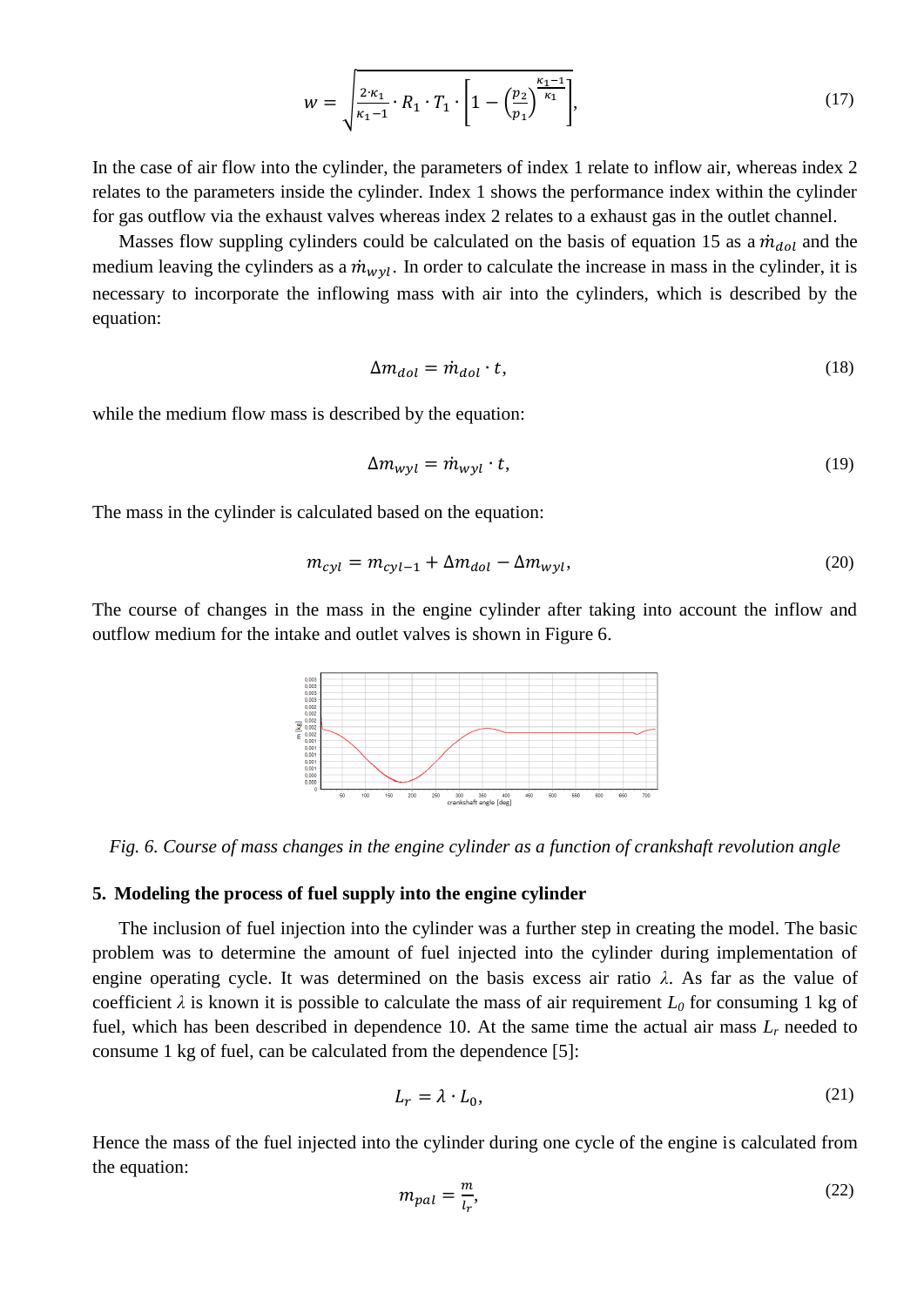$$w = \sqrt{\frac{2 \cdot \kappa_1}{\kappa_1 - 1} \cdot R_1 \cdot T_1 \cdot \left[1 - \left(\frac{p_2}{p_1}\right)^{\frac{\kappa_1 - 1}{\kappa_1}}\right]}, \tag{17}$$

In the case of air flow into the cylinder, the parameters of index 1 relate to inflow air, whereas index 2 relates to the parameters inside the cylinder. Index 1 shows the performance index within the cylinder for gas outflow via the exhaust valves whereas index 2 relates to a exhaust gas in the outlet channel.

Masses flow suppling cylinders could be calculated on the basis of equation 15 as a $\dot{m}_{dol}$ and the medium leaving the cylinders as a $\dot{m}_{wyl}$. In order to calculate the increase in mass in the cylinder, it is necessary to incorporate the inflowing mass with air into the cylinders, which is described by the equation:

$$\Delta m_{dol} = \dot{m}_{dol} \cdot t, \tag{18}$$

while the medium flow mass is described by the equation:

$$\Delta m_{wyl} = \dot{m}_{wyl} \cdot t, \tag{19}$$

The mass in the cylinder is calculated based on the equation:

$$m_{cyl} = m_{cyl-1} + \Delta m_{dol} - \Delta m_{wyl}, \tag{20}$$

The course of changes in the mass in the engine cylinder after taking into account the inflow and outflow medium for the intake and outlet valves is shown in Figure 6.

m [kg]

crankshaft angle [deg]

*Fig. 6. Course of mass changes in the engine cylinder as a function of crankshaft revolution angle*

## 5. Modeling the process of fuel supply into the engine cylinder

The inclusion of fuel injection into the cylinder was a further step in creating the model. The basic problem was to determine the amount of fuel injected into the cylinder during implementation of engine operating cycle. It was determined on the basis excess air ratio $\lambda$. As far as the value of coefficient $\lambda$ is known it is possible to calculate the mass of air requirement $L_0$ for consuming 1 kg of fuel, which has been described in dependence 10. At the same time the actual air mass $L_r$ needed to consume 1 kg of fuel, can be calculated from the dependence [5]:

$$L_r = \lambda \cdot L_0, \tag{21}$$

Hence the mass of the fuel injected into the cylinder during one cycle of the engine is calculated from the equation:

$$m_{pal} = \frac{m}{l_r}, \tag{22}$$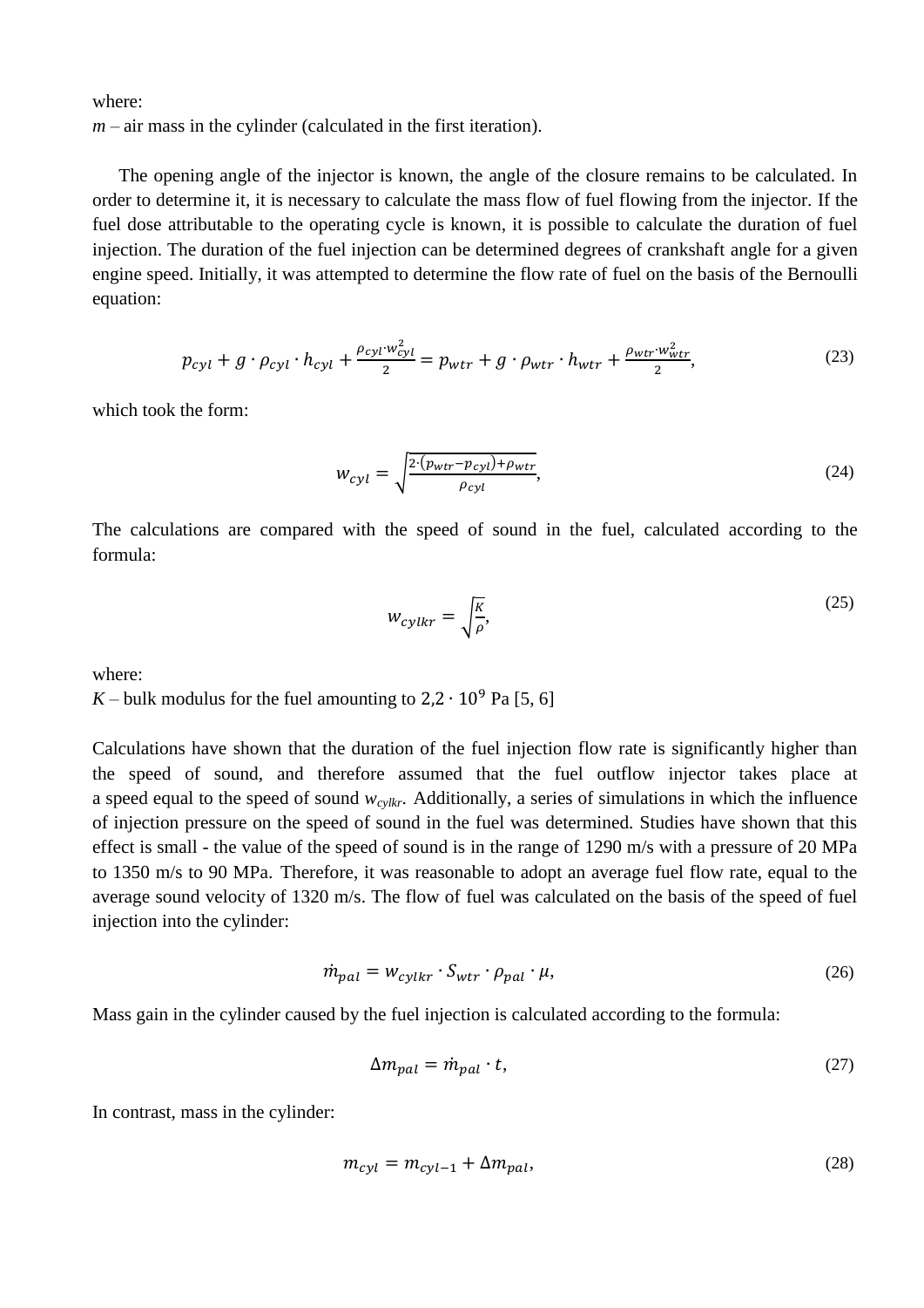where:

$m$ – air mass in the cylinder (calculated in the first iteration).

The opening angle of the injector is known, the angle of the closure remains to be calculated. In order to determine it, it is necessary to calculate the mass flow of fuel flowing from the injector. If the fuel dose attributable to the operating cycle is known, it is possible to calculate the duration of fuel injection. The duration of the fuel injection can be determined degrees of crankshaft angle for a given engine speed. Initially, it was attempted to determine the flow rate of fuel on the basis of the Bernoulli equation:

$$p_{cyl} + g \cdot \rho_{cyl} \cdot h_{cyl} + \frac{\rho_{cyl} \cdot w_{cyl}^2}{2} = p_{wtr} + g \cdot \rho_{wtr} \cdot h_{wtr} + \frac{\rho_{wtr} \cdot w_{wtr}^2}{2}, \tag{23}$$

which took the form:

$$w_{cyl} = \sqrt{\frac{2 \cdot (p_{wtr} - p_{cyl}) + \rho_{wtr}}{\rho_{cyl}}}, \tag{24}$$

The calculations are compared with the speed of sound in the fuel, calculated according to the formula:

$$w_{cylkr} = \sqrt{\frac{K}{\rho}}, \tag{25}$$

where:

$K$ – bulk modulus for the fuel amounting to $2{,}2 \cdot 10^9$ Pa [5, 6]

Calculations have shown that the duration of the fuel injection flow rate is significantly higher than the speed of sound, and therefore assumed that the fuel outflow injector takes place at a speed equal to the speed of sound $w_{cylkr}$. Additionally, a series of simulations in which the influence of injection pressure on the speed of sound in the fuel was determined. Studies have shown that this effect is small - the value of the speed of sound is in the range of 1290 m/s with a pressure of 20 MPa to 1350 m/s to 90 MPa. Therefore, it was reasonable to adopt an average fuel flow rate, equal to the average sound velocity of 1320 m/s. The flow of fuel was calculated on the basis of the speed of fuel injection into the cylinder:

$$\dot{m}_{pal} = w_{cylkr} \cdot S_{wtr} \cdot \rho_{pal} \cdot \mu, \tag{26}$$

Mass gain in the cylinder caused by the fuel injection is calculated according to the formula:

$$\Delta m_{pal} = \dot{m}_{pal} \cdot t, \tag{27}$$

In contrast, mass in the cylinder:

$$m_{cyl} = m_{cyl-1} + \Delta m_{pal}, \tag{28}$$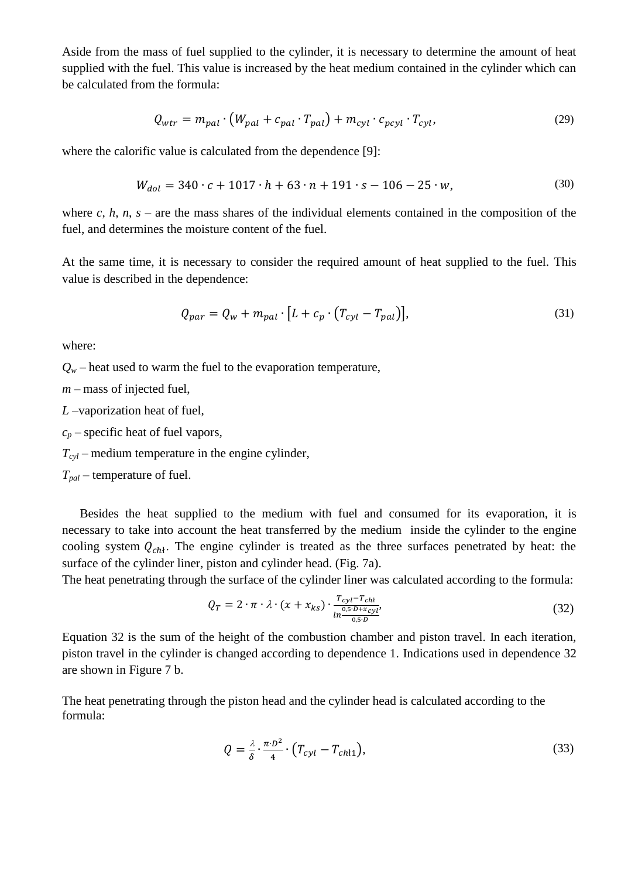Aside from the mass of fuel supplied to the cylinder, it is necessary to determine the amount of heat supplied with the fuel. This value is increased by the heat medium contained in the cylinder which can be calculated from the formula:

$$Q_{wtr} = m_{pal} \cdot \left(W_{pal} + c_{pal} \cdot T_{pal}\right) + m_{cyl} \cdot c_{pcyl} \cdot T_{cyl}, \tag{29}$$

where the calorific value is calculated from the dependence [9]:

$$W_{dol} = 340 \cdot c + 1017 \cdot h + 63 \cdot n + 191 \cdot s - 106 - 25 \cdot w, \tag{30}$$

where *c*, *h*, *n*, *s* – are the mass shares of the individual elements contained in the composition of the fuel, and determines the moisture content of the fuel.

At the same time, it is necessary to consider the required amount of heat supplied to the fuel. This value is described in the dependence:

$$Q_{par} = Q_w + m_{pal} \cdot \left[L + c_p \cdot \left(T_{cyl} - T_{pal}\right)\right], \tag{31}$$

where:

$Q_w$ – heat used to warm the fuel to the evaporation temperature,

*m* – mass of injected fuel,

*L* –vaporization heat of fuel,

$c_p$ – specific heat of fuel vapors,

$T_{cyl}$ – medium temperature in the engine cylinder,

$T_{pal}$ – temperature of fuel.

Besides the heat supplied to the medium with fuel and consumed for its evaporation, it is necessary to take into account the heat transferred by the medium inside the cylinder to the engine cooling system $Q_{chł}$. The engine cylinder is treated as the three surfaces penetrated by heat: the surface of the cylinder liner, piston and cylinder head. (Fig. 7a).

The heat penetrating through the surface of the cylinder liner was calculated according to the formula:

$$Q_T = 2 \cdot \pi \cdot \lambda \cdot (x + x_{ks}) \cdot \frac{T_{cyl} - T_{chł}}{ln\frac{0{,}5 \cdot D + x_{cyl}}{0{,}5 \cdot D}}, \tag{32}$$

Equation 32 is the sum of the height of the combustion chamber and piston travel. In each iteration, piston travel in the cylinder is changed according to dependence 1. Indications used in dependence 32 are shown in Figure 7 b.

The heat penetrating through the piston head and the cylinder head is calculated according to the formula:

$$Q = \frac{\lambda}{\delta} \cdot \frac{\pi \cdot D^2}{4} \cdot \left(T_{cyl} - T_{chł1}\right), \tag{33}$$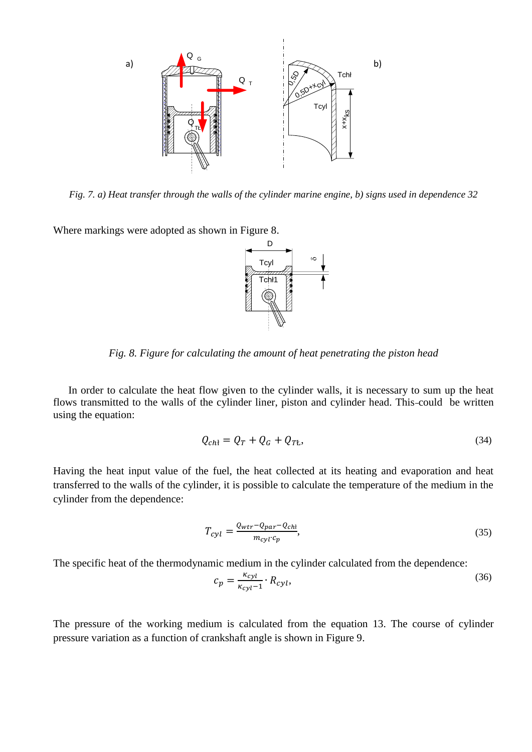a)

Q G

Q T

Q TŁ

b)

0.5D

0.5D+x cyl

Tchł

Tcyl

x+x KS

*Fig. 7. a) Heat transfer through the walls of the cylinder marine engine, b) signs used in dependence 32*

Where markings were adopted as shown in Figure 8.

D

Tcyl

Tchł1

δ

*Fig. 8. Figure for calculating the amount of heat penetrating the piston head*

In order to calculate the heat flow given to the cylinder walls, it is necessary to sum up the heat flows transmitted to the walls of the cylinder liner, piston and cylinder head. This could be written using the equation:

$$Q_{chł} = Q_T + Q_G + Q_{TŁ}, \tag{34}$$

Having the heat input value of the fuel, the heat collected at its heating and evaporation and heat transferred to the walls of the cylinder, it is possible to calculate the temperature of the medium in the cylinder from the dependence:

$$T_{cyl} = \frac{Q_{wtr} - Q_{par} - Q_{chł}}{m_{cyl} \cdot c_p}, \tag{35}$$

The specific heat of the thermodynamic medium in the cylinder calculated from the dependence:

$$c_p = \frac{\kappa_{cyl}}{\kappa_{cyl} - 1} \cdot R_{cyl}, \tag{36}$$

The pressure of the working medium is calculated from the equation 13. The course of cylinder pressure variation as a function of crankshaft angle is shown in Figure 9.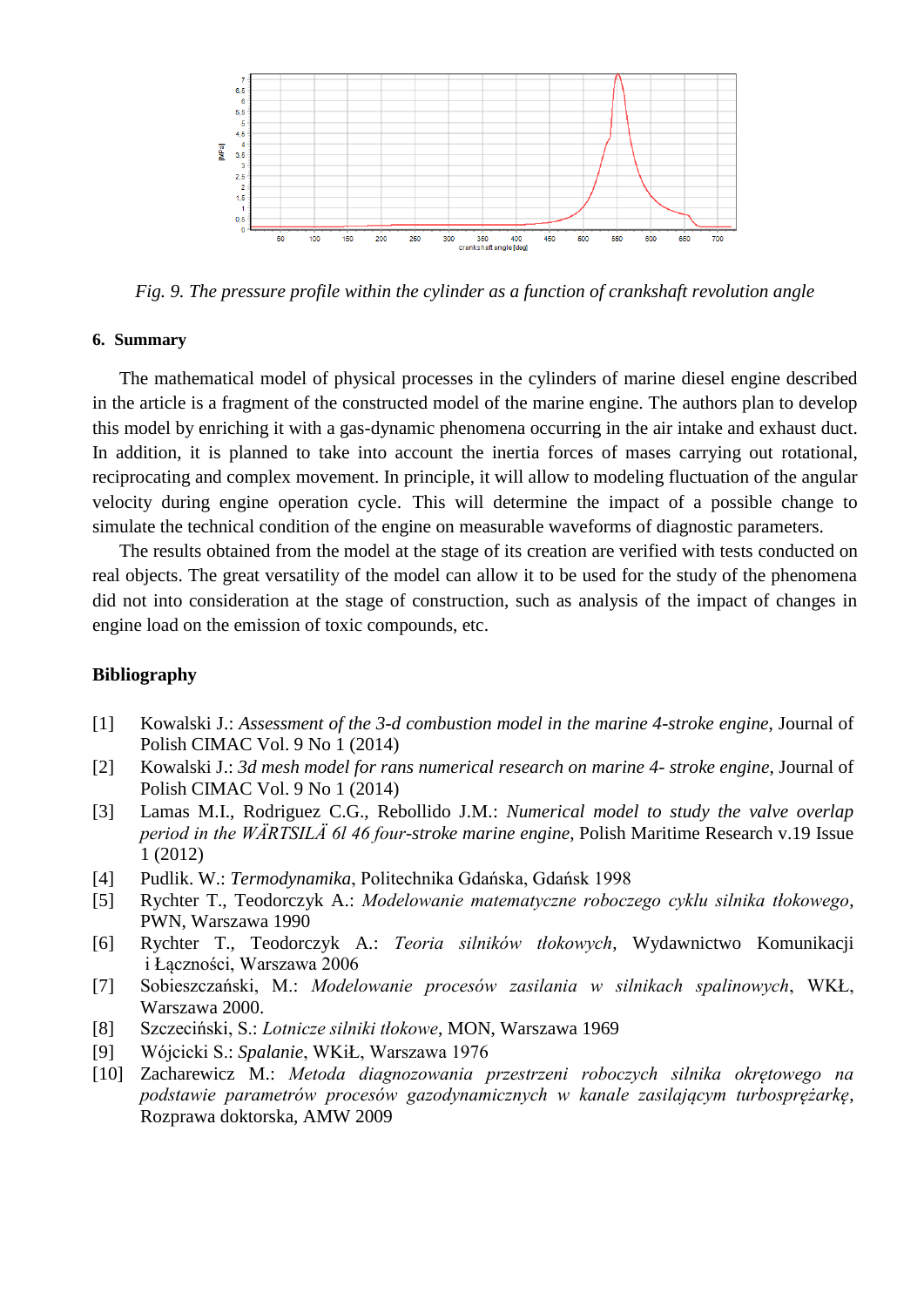[MPa]

7
6,5
6
5,5
5
4,5
4
3,5
3
2,5
2
1,5
1
0,5
0

50 100 150 200 250 300 350 400 450 500 550 600 650 700

crankshaft angle [deg]

*Fig. 9. The pressure profile within the cylinder as a function of crankshaft revolution angle*

## 6. Summary

The mathematical model of physical processes in the cylinders of marine diesel engine described in the article is a fragment of the constructed model of the marine engine. The authors plan to develop this model by enriching it with a gas-dynamic phenomena occurring in the air intake and exhaust duct. In addition, it is planned to take into account the inertia forces of mases carrying out rotational, reciprocating and complex movement. In principle, it will allow to modeling fluctuation of the angular velocity during engine operation cycle. This will determine the impact of a possible change to simulate the technical condition of the engine on measurable waveforms of diagnostic parameters.

The results obtained from the model at the stage of its creation are verified with tests conducted on real objects. The great versatility of the model can allow it to be used for the study of the phenomena did not into consideration at the stage of construction, such as analysis of the impact of changes in engine load on the emission of toxic compounds, etc.

## Bibliography

[1] Kowalski J.: *Assessment of the 3-d combustion model in the marine 4-stroke engine*, Journal of Polish CIMAC Vol. 9 No 1 (2014)

[2] Kowalski J.: *3d mesh model for rans numerical research on marine 4- stroke engine*, Journal of Polish CIMAC Vol. 9 No 1 (2014)

[3] Lamas M.I., Rodriguez C.G., Rebollido J.M.: *Numerical model to study the valve overlap period in the WÄRTSILÄ 6l 46 four-stroke marine engine*, Polish Maritime Research v.19 Issue 1 (2012)

[4] Pudlik. W.: *Termodynamika*, Politechnika Gdańska, Gdańsk 1998

[5] Rychter T., Teodorczyk A.: *Modelowanie matematyczne roboczego cyklu silnika tłokowego*, PWN, Warszawa 1990

[6] Rychter T., Teodorczyk A.: *Teoria silników tłokowych*, Wydawnictwo Komunikacji i Łączności, Warszawa 2006

[7] Sobieszczański, M.: *Modelowanie procesów zasilania w silnikach spalinowych*, WKŁ, Warszawa 2000.

[8] Szczeciński, S.: *Lotnicze silniki tłokowe*, MON, Warszawa 1969

[9] Wójcicki S.: *Spalanie*, WKiŁ, Warszawa 1976

[10] Zacharewicz M.: *Metoda diagnozowania przestrzeni roboczych silnika okrętowego na podstawie parametrów procesów gazodynamicznych w kanale zasilającym turbosprężarkę*, Rozprawa doktorska, AMW 2009